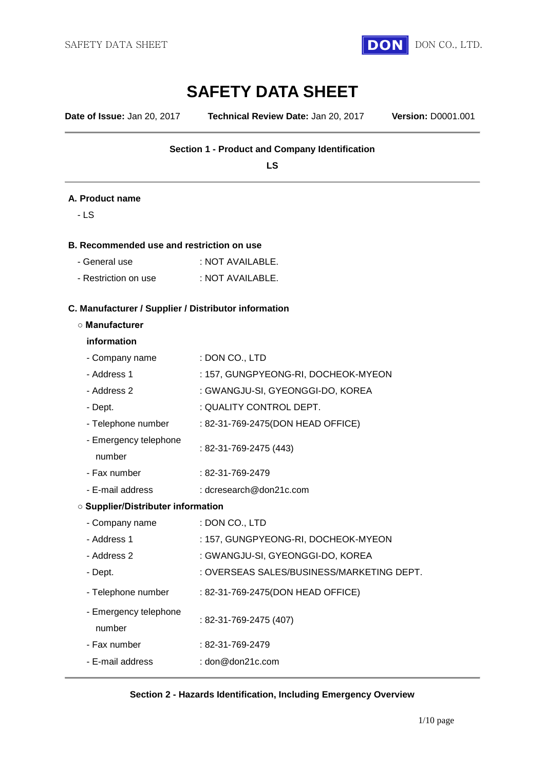# SAFETY DATA SHEET

**Date of Issue:** Jan 20, 2017 **Technical Review Date:** Jan 20, 2017 **Version:** D0001.001

---

### Section 1 - Product and Company Identification

**LS**

---

**A. Product name**

- LS

**B. Recommended use and restriction on use**

| | |
|---|---|
| - General use | : NOT AVAILABLE. |
| - Restriction on use | : NOT AVAILABLE. |

**C. Manufacturer / Supplier / Distributor information**

○ **Manufacturer information**

| | |
|---|---|
| - Company name | : DON CO., LTD |
| - Address 1 | : 157, GUNGPYEONG-RI, DOCHEOK-MYEON |
| - Address 2 | : GWANGJU-SI, GYEONGGI-DO, KOREA |
| - Dept. | : QUALITY CONTROL DEPT. |
| - Telephone number | : 82-31-769-2475(DON HEAD OFFICE) |
| - Emergency telephone number | : 82-31-769-2475 (443) |
| - Fax number | : 82-31-769-2479 |
| - E-mail address | : dcresearch@don21c.com |

○ **Supplier/Distributer information**

| | |
|---|---|
| - Company name | : DON CO., LTD |
| - Address 1 | : 157, GUNGPYEONG-RI, DOCHEOK-MYEON |
| - Address 2 | : GWANGJU-SI, GYEONGGI-DO, KOREA |
| - Dept. | : OVERSEAS SALES/BUSINESS/MARKETING DEPT. |
| - Telephone number | : 82-31-769-2475(DON HEAD OFFICE) |
| - Emergency telephone number | : 82-31-769-2475 (407) |
| - Fax number | : 82-31-769-2479 |
| - E-mail address | : don@don21c.com |

---

### Section 2 - Hazards Identification, Including Emergency Overview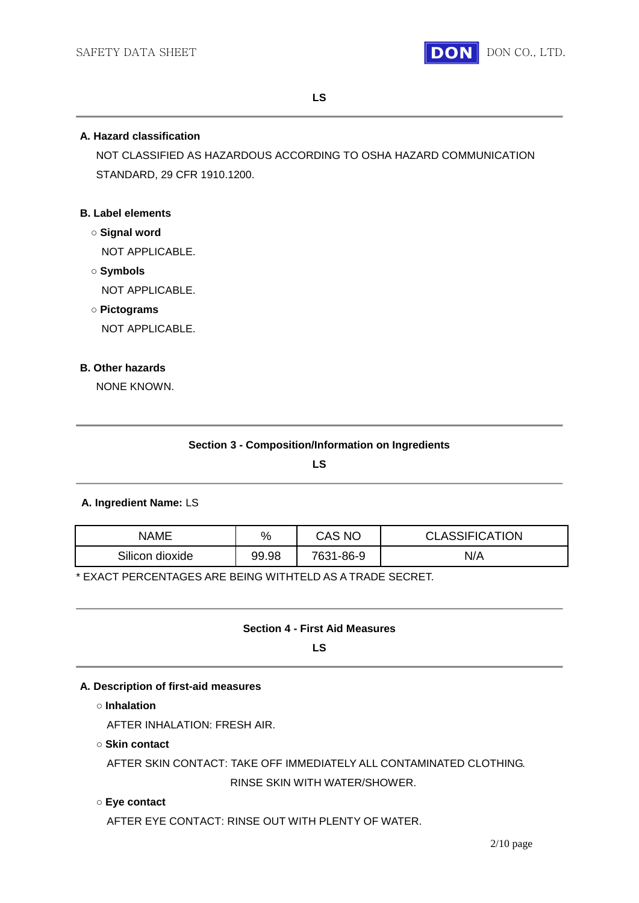**LS**

### A. Hazard classification

NOT CLASSIFIED AS HAZARDOUS ACCORDING TO OSHA HAZARD COMMUNICATION STANDARD, 29 CFR 1910.1200.

### B. Label elements

○ **Signal word**

NOT APPLICABLE.

○ **Symbols**

NOT APPLICABLE.

○ **Pictograms**

NOT APPLICABLE.

### B. Other hazards

NONE KNOWN.

## Section 3 - Composition/Information on Ingredients

**LS**

**A. Ingredient Name:** LS

| NAME | % | CAS NO | CLASSIFICATION |
| --- | --- | --- | --- |
| Silicon dioxide | 99.98 | 7631-86-9 | N/A |

* EXACT PERCENTAGES ARE BEING WITHTELD AS A TRADE SECRET.

## Section 4 - First Aid Measures

**LS**

### A. Description of first-aid measures

○ **Inhalation**

AFTER INHALATION: FRESH AIR.

○ **Skin contact**

AFTER SKIN CONTACT: TAKE OFF IMMEDIATELY ALL CONTAMINATED CLOTHING. RINSE SKIN WITH WATER/SHOWER.

○ **Eye contact**

AFTER EYE CONTACT: RINSE OUT WITH PLENTY OF WATER.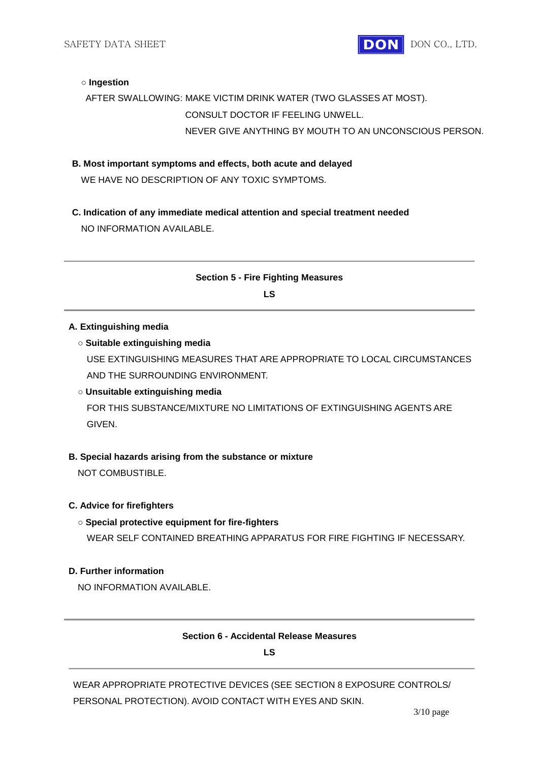○ **Ingestion**

AFTER SWALLOWING: MAKE VICTIM DRINK WATER (TWO GLASSES AT MOST).
CONSULT DOCTOR IF FEELING UNWELL.
NEVER GIVE ANYTHING BY MOUTH TO AN UNCONSCIOUS PERSON.

**B. Most important symptoms and effects, both acute and delayed**

WE HAVE NO DESCRIPTION OF ANY TOXIC SYMPTOMS.

**C. Indication of any immediate medical attention and special treatment needed**

NO INFORMATION AVAILABLE.

---

## Section 5 - Fire Fighting Measures

**LS**

---

**A. Extinguishing media**

○ **Suitable extinguishing media**

USE EXTINGUISHING MEASURES THAT ARE APPROPRIATE TO LOCAL CIRCUMSTANCES AND THE SURROUNDING ENVIRONMENT.

○ **Unsuitable extinguishing media**

FOR THIS SUBSTANCE/MIXTURE NO LIMITATIONS OF EXTINGUISHING AGENTS ARE GIVEN.

**B. Special hazards arising from the substance or mixture**

NOT COMBUSTIBLE.

**C. Advice for firefighters**

○ **Special protective equipment for fire-fighters**

WEAR SELF CONTAINED BREATHING APPARATUS FOR FIRE FIGHTING IF NECESSARY.

**D. Further information**

NO INFORMATION AVAILABLE.

---

## Section 6 - Accidental Release Measures

**LS**

---

WEAR APPROPRIATE PROTECTIVE DEVICES (SEE SECTION 8 EXPOSURE CONTROLS/ PERSONAL PROTECTION). AVOID CONTACT WITH EYES AND SKIN.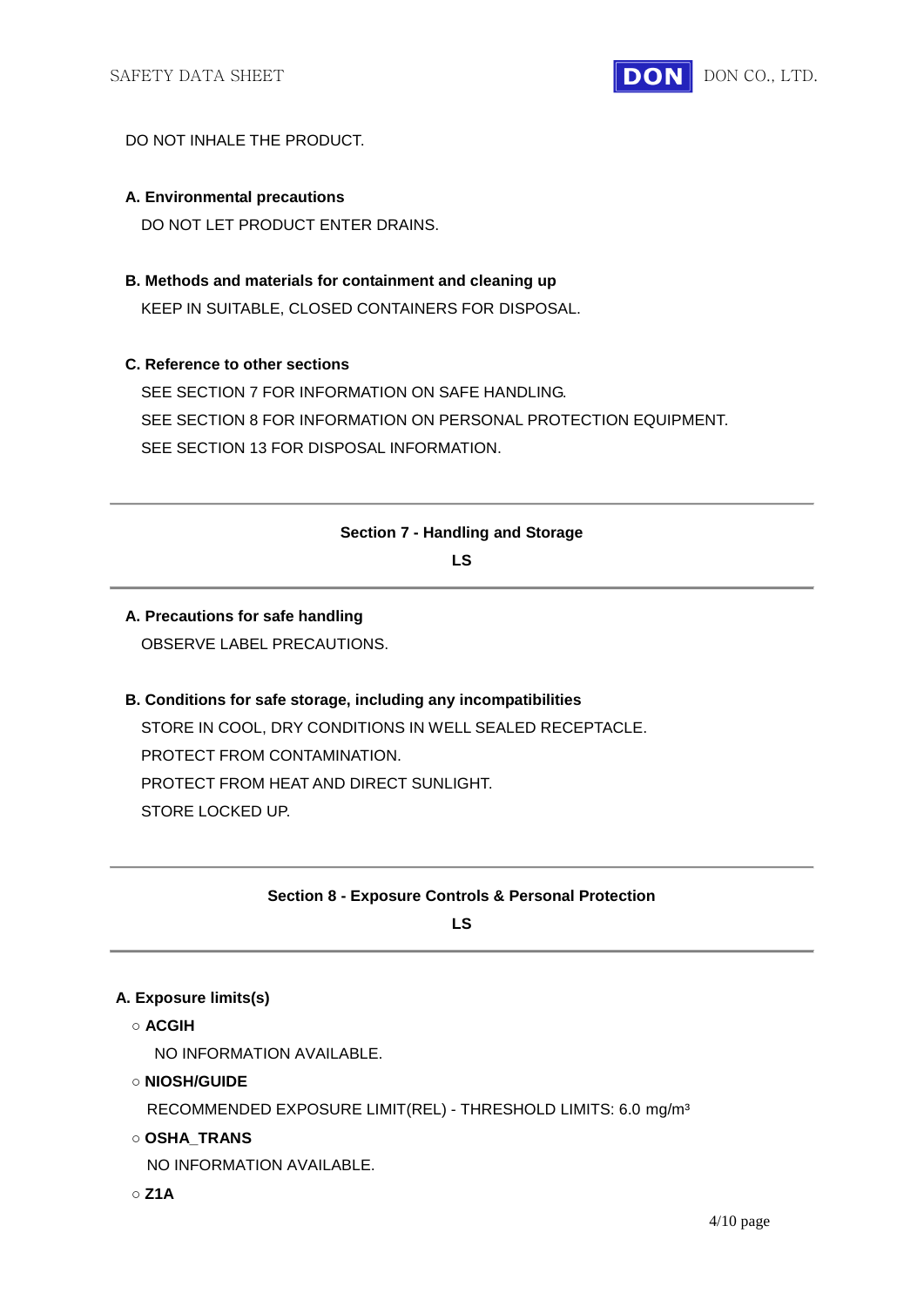DO NOT INHALE THE PRODUCT.

**A. Environmental precautions**

DO NOT LET PRODUCT ENTER DRAINS.

**B. Methods and materials for containment and cleaning up**

KEEP IN SUITABLE, CLOSED CONTAINERS FOR DISPOSAL.

**C. Reference to other sections**

SEE SECTION 7 FOR INFORMATION ON SAFE HANDLING.
SEE SECTION 8 FOR INFORMATION ON PERSONAL PROTECTION EQUIPMENT.
SEE SECTION 13 FOR DISPOSAL INFORMATION.

---

## Section 7 - Handling and Storage

**LS**

---

**A. Precautions for safe handling**

OBSERVE LABEL PRECAUTIONS.

**B. Conditions for safe storage, including any incompatibilities**

STORE IN COOL, DRY CONDITIONS IN WELL SEALED RECEPTACLE.
PROTECT FROM CONTAMINATION.
PROTECT FROM HEAT AND DIRECT SUNLIGHT.
STORE LOCKED UP.

---

## Section 8 - Exposure Controls & Personal Protection

**LS**

---

**A. Exposure limits(s)**

○ **ACGIH**

NO INFORMATION AVAILABLE.

○ **NIOSH/GUIDE**

RECOMMENDED EXPOSURE LIMIT(REL) - THRESHOLD LIMITS: 6.0 mg/m³

○ **OSHA_TRANS**

NO INFORMATION AVAILABLE.

○ **Z1A**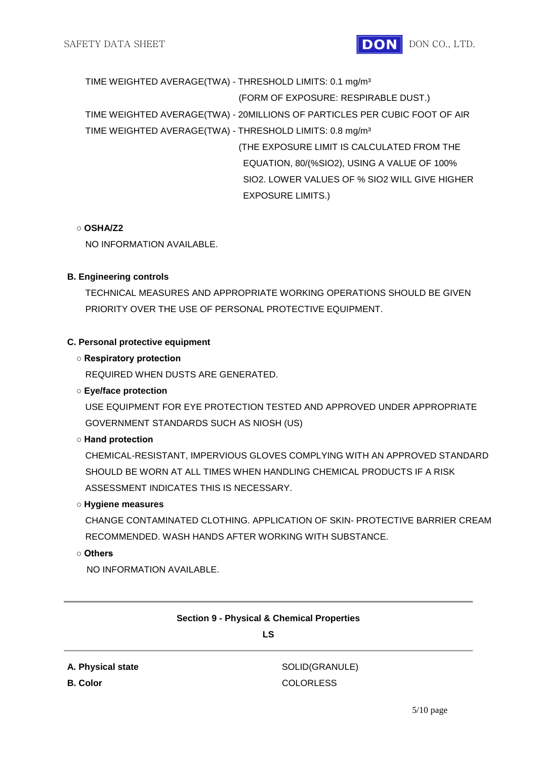TIME WEIGHTED AVERAGE(TWA) - THRESHOLD LIMITS: 0.1 mg/m³
(FORM OF EXPOSURE: RESPIRABLE DUST.)

TIME WEIGHTED AVERAGE(TWA) - 20MILLIONS OF PARTICLES PER CUBIC FOOT OF AIR

TIME WEIGHTED AVERAGE(TWA) - THRESHOLD LIMITS: 0.8 mg/m³
(THE EXPOSURE LIMIT IS CALCULATED FROM THE EQUATION, 80/(%SIO2), USING A VALUE OF 100% SIO2. LOWER VALUES OF % SIO2 WILL GIVE HIGHER EXPOSURE LIMITS.)

○ **OSHA/Z2**

NO INFORMATION AVAILABLE.

**B. Engineering controls**

TECHNICAL MEASURES AND APPROPRIATE WORKING OPERATIONS SHOULD BE GIVEN PRIORITY OVER THE USE OF PERSONAL PROTECTIVE EQUIPMENT.

**C. Personal protective equipment**

○ **Respiratory protection**

REQUIRED WHEN DUSTS ARE GENERATED.

○ **Eye/face protection**

USE EQUIPMENT FOR EYE PROTECTION TESTED AND APPROVED UNDER APPROPRIATE GOVERNMENT STANDARDS SUCH AS NIOSH (US)

○ **Hand protection**

CHEMICAL-RESISTANT, IMPERVIOUS GLOVES COMPLYING WITH AN APPROVED STANDARD SHOULD BE WORN AT ALL TIMES WHEN HANDLING CHEMICAL PRODUCTS IF A RISK ASSESSMENT INDICATES THIS IS NECESSARY.

○ **Hygiene measures**

CHANGE CONTAMINATED CLOTHING. APPLICATION OF SKIN- PROTECTIVE BARRIER CREAM RECOMMENDED. WASH HANDS AFTER WORKING WITH SUBSTANCE.

○ **Others**

NO INFORMATION AVAILABLE.

---

## Section 9 - Physical & Chemical Properties

**LS**

---

| | |
|---|---|
| **A. Physical state** | SOLID(GRANULE) |
| **B. Color** | COLORLESS |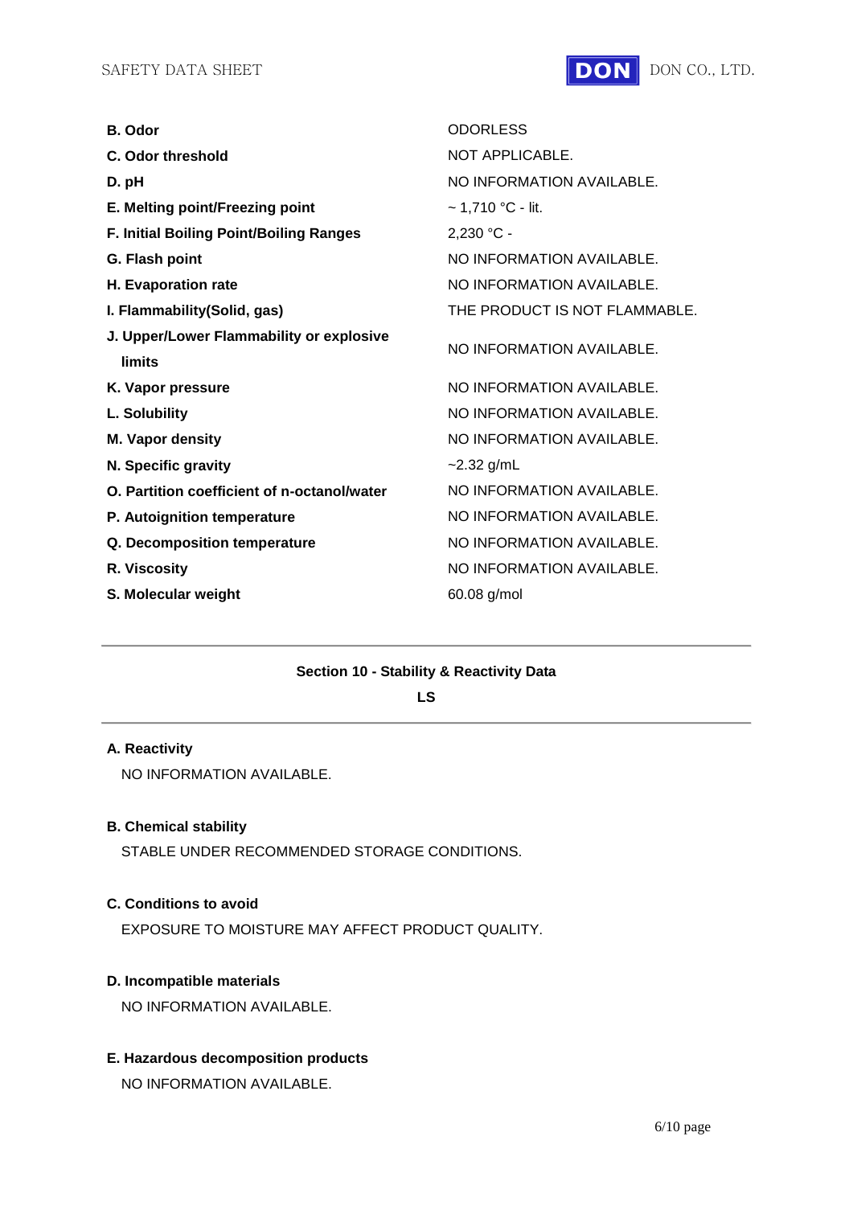| | |
|---|---|
| **B. Odor** | ODORLESS |
| **C. Odor threshold** | NOT APPLICABLE. |
| **D. pH** | NO INFORMATION AVAILABLE. |
| **E. Melting point/Freezing point** | ~ 1,710 °C - lit. |
| **F. Initial Boiling Point/Boiling Ranges** | 2,230 °C - |
| **G. Flash point** | NO INFORMATION AVAILABLE. |
| **H. Evaporation rate** | NO INFORMATION AVAILABLE. |
| **I. Flammability(Solid, gas)** | THE PRODUCT IS NOT FLAMMABLE. |
| **J. Upper/Lower Flammability or explosive limits** | NO INFORMATION AVAILABLE. |
| **K. Vapor pressure** | NO INFORMATION AVAILABLE. |
| **L. Solubility** | NO INFORMATION AVAILABLE. |
| **M. Vapor density** | NO INFORMATION AVAILABLE. |
| **N. Specific gravity** | ~2.32 g/mL |
| **O. Partition coefficient of n-octanol/water** | NO INFORMATION AVAILABLE. |
| **P. Autoignition temperature** | NO INFORMATION AVAILABLE. |
| **Q. Decomposition temperature** | NO INFORMATION AVAILABLE. |
| **R. Viscosity** | NO INFORMATION AVAILABLE. |
| **S. Molecular weight** | 60.08 g/mol |

---

## Section 10 - Stability & Reactivity Data

**LS**

---

**A. Reactivity**

NO INFORMATION AVAILABLE.

**B. Chemical stability**

STABLE UNDER RECOMMENDED STORAGE CONDITIONS.

**C. Conditions to avoid**

EXPOSURE TO MOISTURE MAY AFFECT PRODUCT QUALITY.

**D. Incompatible materials**

NO INFORMATION AVAILABLE.

**E. Hazardous decomposition products**

NO INFORMATION AVAILABLE.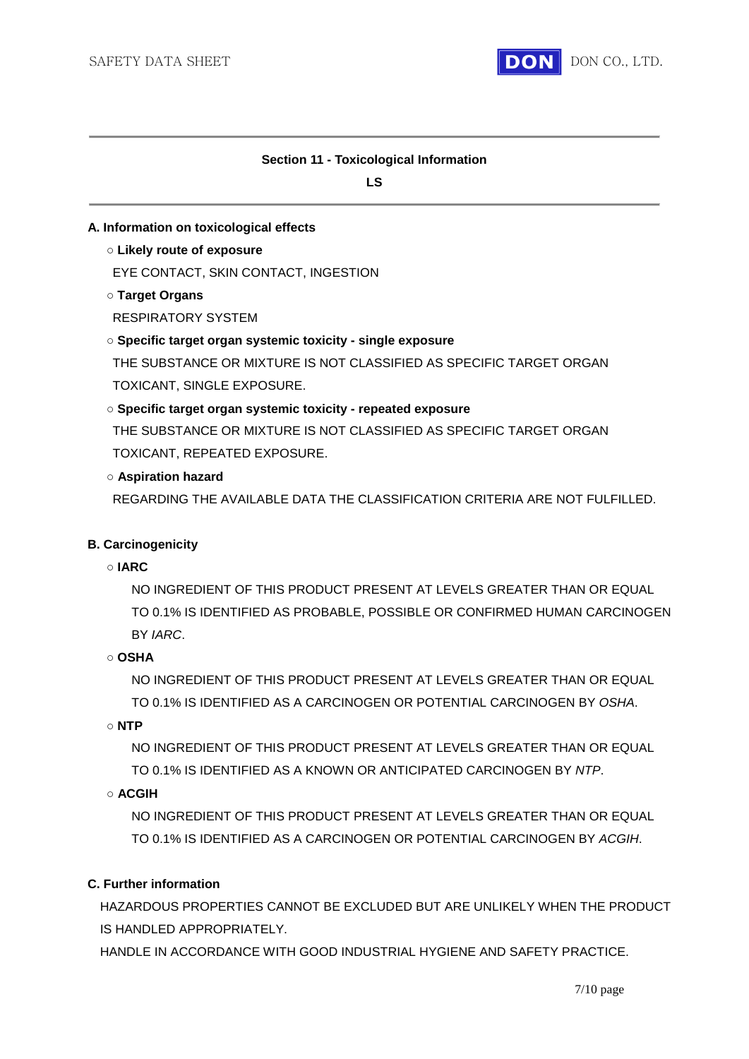## Section 11 - Toxicological Information

**LS**

### A. Information on toxicological effects

○ **Likely route of exposure**

EYE CONTACT, SKIN CONTACT, INGESTION

○ **Target Organs**

RESPIRATORY SYSTEM

○ **Specific target organ systemic toxicity - single exposure**

THE SUBSTANCE OR MIXTURE IS NOT CLASSIFIED AS SPECIFIC TARGET ORGAN TOXICANT, SINGLE EXPOSURE.

○ **Specific target organ systemic toxicity - repeated exposure**

THE SUBSTANCE OR MIXTURE IS NOT CLASSIFIED AS SPECIFIC TARGET ORGAN TOXICANT, REPEATED EXPOSURE.

○ **Aspiration hazard**

REGARDING THE AVAILABLE DATA THE CLASSIFICATION CRITERIA ARE NOT FULFILLED.

### B. Carcinogenicity

○ **IARC**

NO INGREDIENT OF THIS PRODUCT PRESENT AT LEVELS GREATER THAN OR EQUAL TO 0.1% IS IDENTIFIED AS PROBABLE, POSSIBLE OR CONFIRMED HUMAN CARCINOGEN BY *IARC*.

○ **OSHA**

NO INGREDIENT OF THIS PRODUCT PRESENT AT LEVELS GREATER THAN OR EQUAL TO 0.1% IS IDENTIFIED AS A CARCINOGEN OR POTENTIAL CARCINOGEN BY *OSHA*.

○ **NTP**

NO INGREDIENT OF THIS PRODUCT PRESENT AT LEVELS GREATER THAN OR EQUAL TO 0.1% IS IDENTIFIED AS A KNOWN OR ANTICIPATED CARCINOGEN BY *NTP*.

○ **ACGIH**

NO INGREDIENT OF THIS PRODUCT PRESENT AT LEVELS GREATER THAN OR EQUAL TO 0.1% IS IDENTIFIED AS A CARCINOGEN OR POTENTIAL CARCINOGEN BY *ACGIH*.

### C. Further information

HAZARDOUS PROPERTIES CANNOT BE EXCLUDED BUT ARE UNLIKELY WHEN THE PRODUCT IS HANDLED APPROPRIATELY.

HANDLE IN ACCORDANCE WITH GOOD INDUSTRIAL HYGIENE AND SAFETY PRACTICE.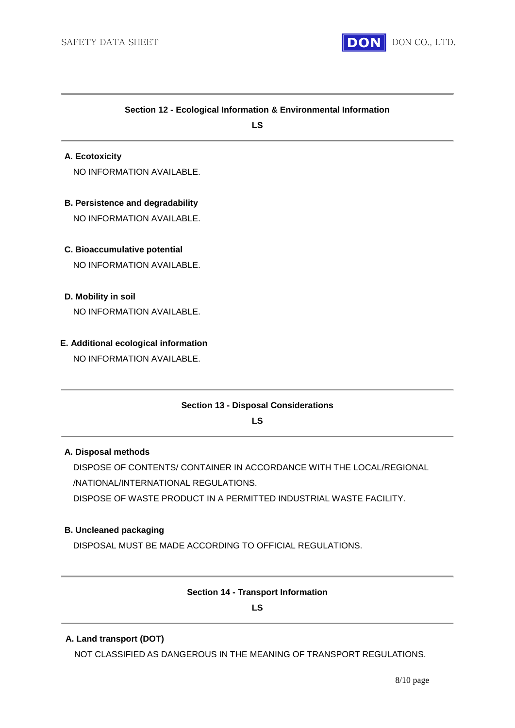## Section 12 - Ecological Information & Environmental Information

**LS**

**A. Ecotoxicity**

NO INFORMATION AVAILABLE.

**B. Persistence and degradability**

NO INFORMATION AVAILABLE.

**C. Bioaccumulative potential**

NO INFORMATION AVAILABLE.

**D. Mobility in soil**

NO INFORMATION AVAILABLE.

**E. Additional ecological information**

NO INFORMATION AVAILABLE.

## Section 13 - Disposal Considerations

**LS**

**A. Disposal methods**

DISPOSE OF CONTENTS/ CONTAINER IN ACCORDANCE WITH THE LOCAL/REGIONAL /NATIONAL/INTERNATIONAL REGULATIONS.

DISPOSE OF WASTE PRODUCT IN A PERMITTED INDUSTRIAL WASTE FACILITY.

**B. Uncleaned packaging**

DISPOSAL MUST BE MADE ACCORDING TO OFFICIAL REGULATIONS.

## Section 14 - Transport Information

**LS**

**A. Land transport (DOT)**

NOT CLASSIFIED AS DANGEROUS IN THE MEANING OF TRANSPORT REGULATIONS.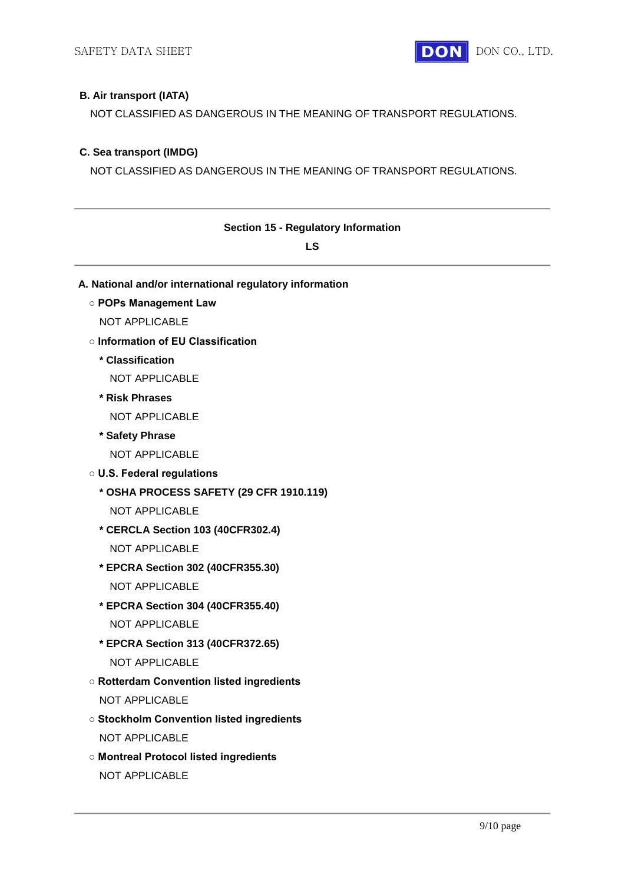**B. Air transport (IATA)**

NOT CLASSIFIED AS DANGEROUS IN THE MEANING OF TRANSPORT REGULATIONS.

**C. Sea transport (IMDG)**

NOT CLASSIFIED AS DANGEROUS IN THE MEANING OF TRANSPORT REGULATIONS.

---

## Section 15 - Regulatory Information

**LS**

---

**A. National and/or international regulatory information**

○ **POPs Management Law**

NOT APPLICABLE

○ **Information of EU Classification**

* **Classification**

NOT APPLICABLE

* **Risk Phrases**

NOT APPLICABLE

* **Safety Phrase**

NOT APPLICABLE

○ **U.S. Federal regulations**

* **OSHA PROCESS SAFETY (29 CFR 1910.119)**

NOT APPLICABLE

* **CERCLA Section 103 (40CFR302.4)**

NOT APPLICABLE

* **EPCRA Section 302 (40CFR355.30)**

NOT APPLICABLE

* **EPCRA Section 304 (40CFR355.40)**

NOT APPLICABLE

* **EPCRA Section 313 (40CFR372.65)**

NOT APPLICABLE

○ **Rotterdam Convention listed ingredients**

NOT APPLICABLE

○ **Stockholm Convention listed ingredients**

NOT APPLICABLE

○ **Montreal Protocol listed ingredients**

NOT APPLICABLE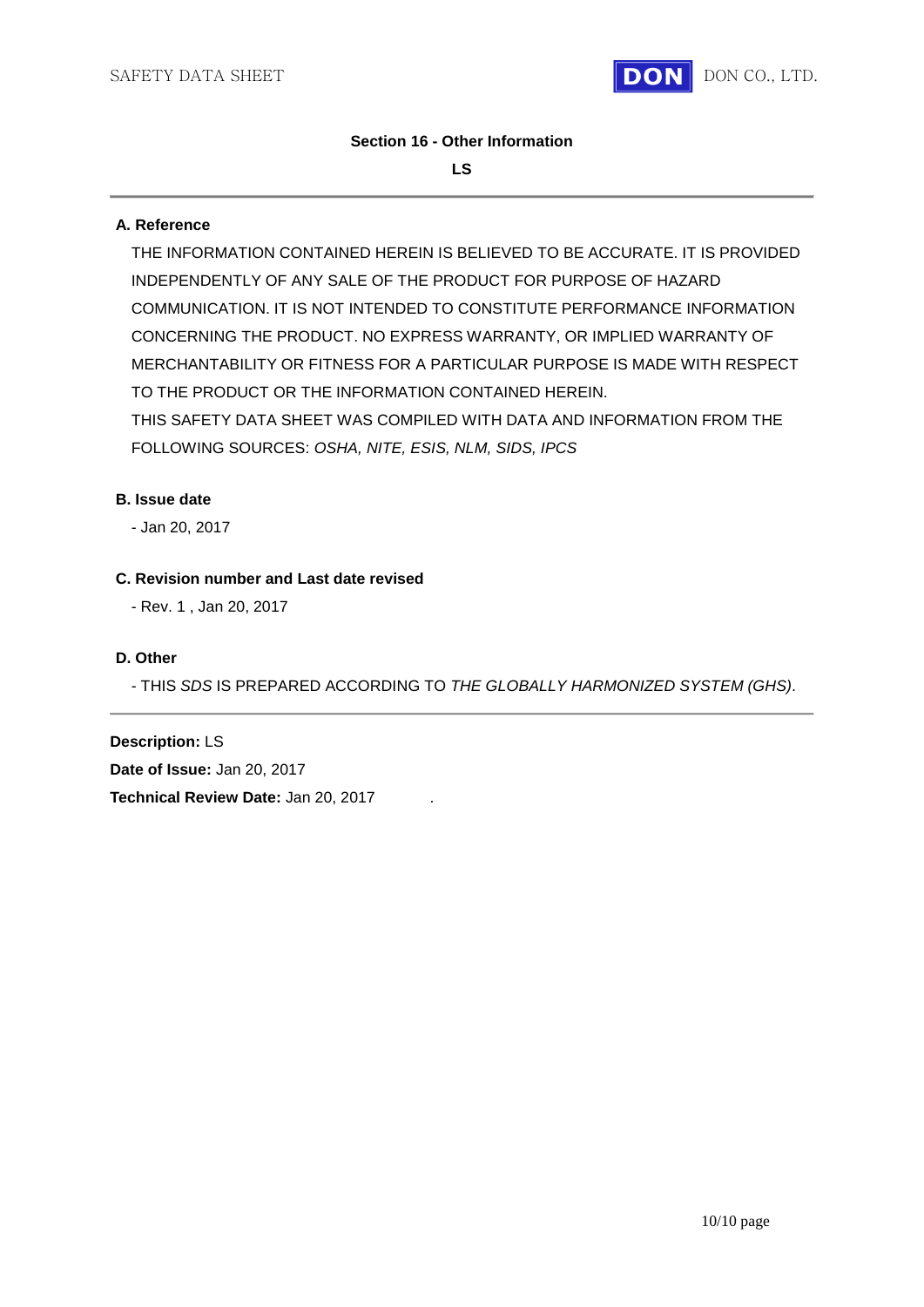## Section 16 - Other Information

**LS**

---

**A. Reference**

THE INFORMATION CONTAINED HEREIN IS BELIEVED TO BE ACCURATE. IT IS PROVIDED INDEPENDENTLY OF ANY SALE OF THE PRODUCT FOR PURPOSE OF HAZARD COMMUNICATION. IT IS NOT INTENDED TO CONSTITUTE PERFORMANCE INFORMATION CONCERNING THE PRODUCT. NO EXPRESS WARRANTY, OR IMPLIED WARRANTY OF MERCHANTABILITY OR FITNESS FOR A PARTICULAR PURPOSE IS MADE WITH RESPECT TO THE PRODUCT OR THE INFORMATION CONTAINED HEREIN.
THIS SAFETY DATA SHEET WAS COMPILED WITH DATA AND INFORMATION FROM THE FOLLOWING SOURCES: *OSHA, NITE, ESIS, NLM, SIDS, IPCS*

**B. Issue date**

- Jan 20, 2017

**C. Revision number and Last date revised**

- Rev. 1 , Jan 20, 2017

**D. Other**

- THIS *SDS* IS PREPARED ACCORDING TO *THE GLOBALLY HARMONIZED SYSTEM (GHS)*.

---

**Description:** LS
**Date of Issue:** Jan 20, 2017
**Technical Review Date:** Jan 20, 2017 .